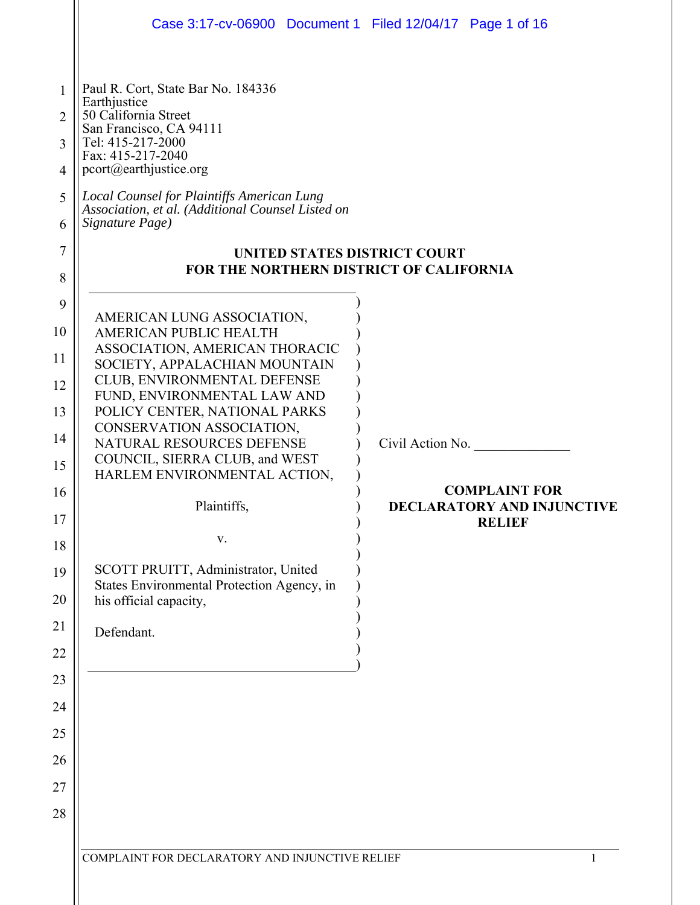Paul R. Cort, State Bar No. 184336
Earthjustice
50 California Street
San Francisco, CA 94111
Tel: 415-217-2000
Fax: 415-217-2040
pcort@earthjustice.org

*Local Counsel for Plaintiffs American Lung Association, et al. (Additional Counsel Listed on Signature Page)*

**UNITED STATES DISTRICT COURT**
**FOR THE NORTHERN DISTRICT OF CALIFORNIA**

AMERICAN LUNG ASSOCIATION, AMERICAN PUBLIC HEALTH ASSOCIATION, AMERICAN THORACIC SOCIETY, APPALACHIAN MOUNTAIN CLUB, ENVIRONMENTAL DEFENSE FUND, ENVIRONMENTAL LAW AND POLICY CENTER, NATIONAL PARKS CONSERVATION ASSOCIATION, NATURAL RESOURCES DEFENSE COUNCIL, SIERRA CLUB, and WEST HARLEM ENVIRONMENTAL ACTION,

Plaintiffs,

v.

SCOTT PRUITT, Administrator, United States Environmental Protection Agency, in his official capacity,

Defendant.

Civil Action No. ______________

**COMPLAINT FOR DECLARATORY AND INJUNCTIVE RELIEF**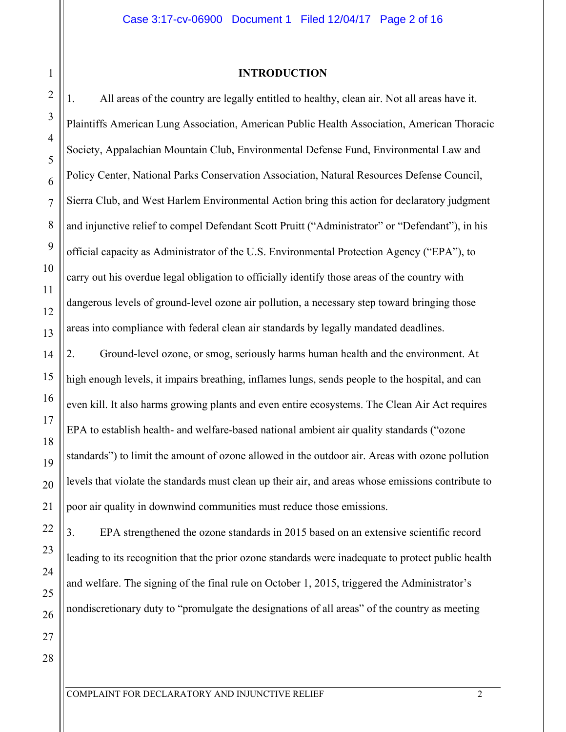## INTRODUCTION

1. All areas of the country are legally entitled to healthy, clean air. Not all areas have it. Plaintiffs American Lung Association, American Public Health Association, American Thoracic Society, Appalachian Mountain Club, Environmental Defense Fund, Environmental Law and Policy Center, National Parks Conservation Association, Natural Resources Defense Council, Sierra Club, and West Harlem Environmental Action bring this action for declaratory judgment and injunctive relief to compel Defendant Scott Pruitt ("Administrator" or "Defendant"), in his official capacity as Administrator of the U.S. Environmental Protection Agency ("EPA"), to carry out his overdue legal obligation to officially identify those areas of the country with dangerous levels of ground-level ozone air pollution, a necessary step toward bringing those areas into compliance with federal clean air standards by legally mandated deadlines.

2. Ground-level ozone, or smog, seriously harms human health and the environment. At high enough levels, it impairs breathing, inflames lungs, sends people to the hospital, and can even kill. It also harms growing plants and even entire ecosystems. The Clean Air Act requires EPA to establish health- and welfare-based national ambient air quality standards ("ozone standards") to limit the amount of ozone allowed in the outdoor air. Areas with ozone pollution levels that violate the standards must clean up their air, and areas whose emissions contribute to poor air quality in downwind communities must reduce those emissions.

3. EPA strengthened the ozone standards in 2015 based on an extensive scientific record leading to its recognition that the prior ozone standards were inadequate to protect public health and welfare. The signing of the final rule on October 1, 2015, triggered the Administrator's nondiscretionary duty to "promulgate the designations of all areas" of the country as meeting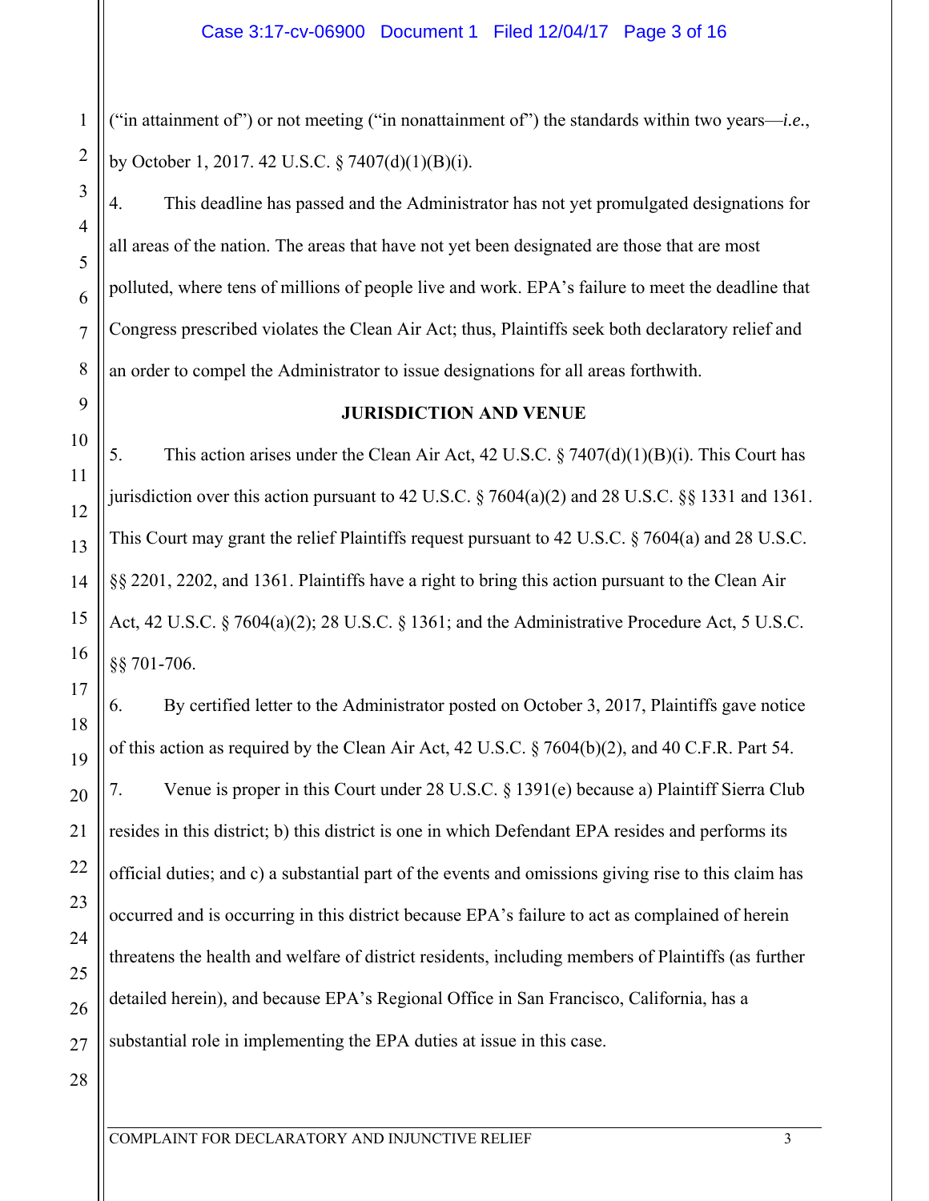(“in attainment of”) or not meeting (“in nonattainment of”) the standards within two years—*i.e.*, by October 1, 2017. 42 U.S.C. § 7407(d)(1)(B)(i).

4. This deadline has passed and the Administrator has not yet promulgated designations for all areas of the nation. The areas that have not yet been designated are those that are most polluted, where tens of millions of people live and work. EPA’s failure to meet the deadline that Congress prescribed violates the Clean Air Act; thus, Plaintiffs seek both declaratory relief and an order to compel the Administrator to issue designations for all areas forthwith.

## JURISDICTION AND VENUE

5. This action arises under the Clean Air Act, 42 U.S.C. § 7407(d)(1)(B)(i). This Court has jurisdiction over this action pursuant to 42 U.S.C. § 7604(a)(2) and 28 U.S.C. §§ 1331 and 1361. This Court may grant the relief Plaintiffs request pursuant to 42 U.S.C. § 7604(a) and 28 U.S.C. §§ 2201, 2202, and 1361. Plaintiffs have a right to bring this action pursuant to the Clean Air Act, 42 U.S.C. § 7604(a)(2); 28 U.S.C. § 1361; and the Administrative Procedure Act, 5 U.S.C. §§ 701-706.

6. By certified letter to the Administrator posted on October 3, 2017, Plaintiffs gave notice of this action as required by the Clean Air Act, 42 U.S.C. § 7604(b)(2), and 40 C.F.R. Part 54.

7. Venue is proper in this Court under 28 U.S.C. § 1391(e) because a) Plaintiff Sierra Club resides in this district; b) this district is one in which Defendant EPA resides and performs its official duties; and c) a substantial part of the events and omissions giving rise to this claim has occurred and is occurring in this district because EPA’s failure to act as complained of herein threatens the health and welfare of district residents, including members of Plaintiffs (as further detailed herein), and because EPA’s Regional Office in San Francisco, California, has a substantial role in implementing the EPA duties at issue in this case.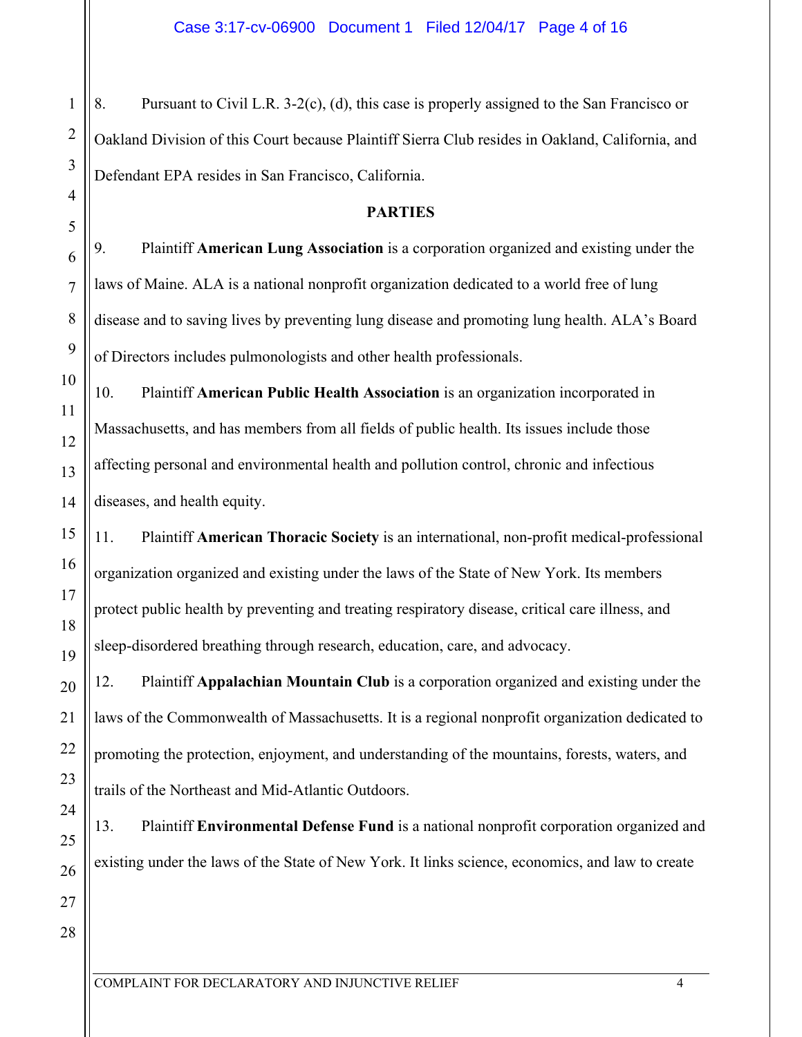8. Pursuant to Civil L.R. 3-2(c), (d), this case is properly assigned to the San Francisco or Oakland Division of this Court because Plaintiff Sierra Club resides in Oakland, California, and Defendant EPA resides in San Francisco, California.

**PARTIES**

9. Plaintiff **American Lung Association** is a corporation organized and existing under the laws of Maine. ALA is a national nonprofit organization dedicated to a world free of lung disease and to saving lives by preventing lung disease and promoting lung health. ALA's Board of Directors includes pulmonologists and other health professionals.

10. Plaintiff **American Public Health Association** is an organization incorporated in Massachusetts, and has members from all fields of public health. Its issues include those affecting personal and environmental health and pollution control, chronic and infectious diseases, and health equity.

11. Plaintiff **American Thoracic Society** is an international, non-profit medical-professional organization organized and existing under the laws of the State of New York. Its members protect public health by preventing and treating respiratory disease, critical care illness, and sleep-disordered breathing through research, education, care, and advocacy.

12. Plaintiff **Appalachian Mountain Club** is a corporation organized and existing under the laws of the Commonwealth of Massachusetts. It is a regional nonprofit organization dedicated to promoting the protection, enjoyment, and understanding of the mountains, forests, waters, and trails of the Northeast and Mid-Atlantic Outdoors.

13. Plaintiff **Environmental Defense Fund** is a national nonprofit corporation organized and existing under the laws of the State of New York. It links science, economics, and law to create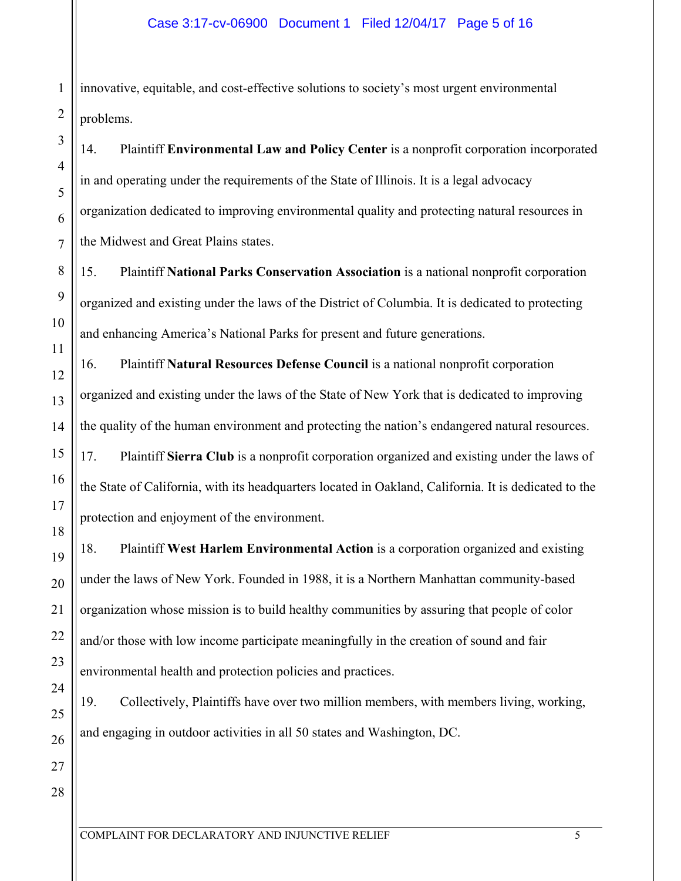innovative, equitable, and cost-effective solutions to society's most urgent environmental problems.

14. Plaintiff **Environmental Law and Policy Center** is a nonprofit corporation incorporated in and operating under the requirements of the State of Illinois. It is a legal advocacy organization dedicated to improving environmental quality and protecting natural resources in the Midwest and Great Plains states.

15. Plaintiff **National Parks Conservation Association** is a national nonprofit corporation organized and existing under the laws of the District of Columbia. It is dedicated to protecting and enhancing America's National Parks for present and future generations.

16. Plaintiff **Natural Resources Defense Council** is a national nonprofit corporation organized and existing under the laws of the State of New York that is dedicated to improving the quality of the human environment and protecting the nation's endangered natural resources.

17. Plaintiff **Sierra Club** is a nonprofit corporation organized and existing under the laws of the State of California, with its headquarters located in Oakland, California. It is dedicated to the protection and enjoyment of the environment.

18. Plaintiff **West Harlem Environmental Action** is a corporation organized and existing under the laws of New York. Founded in 1988, it is a Northern Manhattan community-based organization whose mission is to build healthy communities by assuring that people of color and/or those with low income participate meaningfully in the creation of sound and fair environmental health and protection policies and practices.

19. Collectively, Plaintiffs have over two million members, with members living, working, and engaging in outdoor activities in all 50 states and Washington, DC.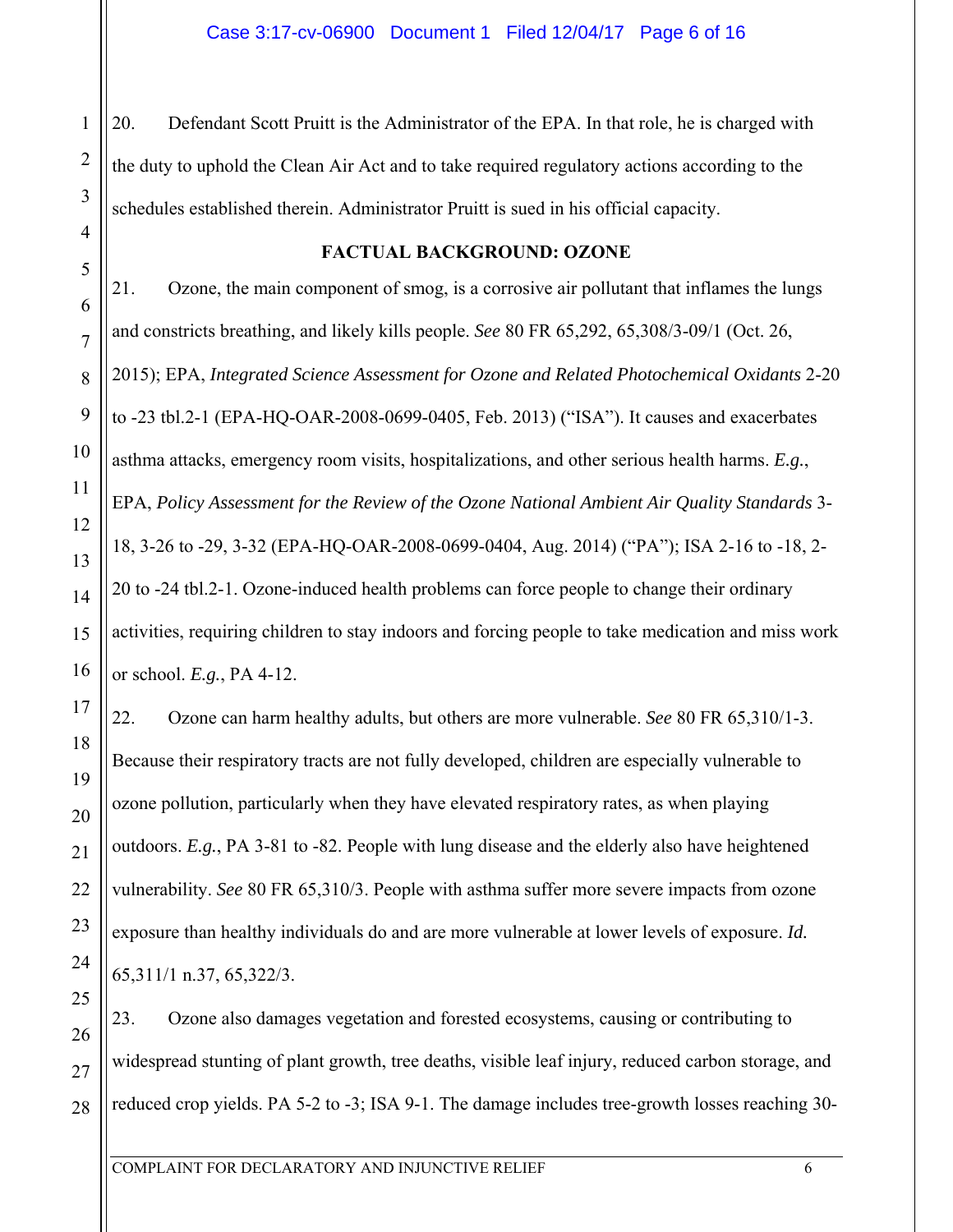20. Defendant Scott Pruitt is the Administrator of the EPA. In that role, he is charged with the duty to uphold the Clean Air Act and to take required regulatory actions according to the schedules established therein. Administrator Pruitt is sued in his official capacity.

## FACTUAL BACKGROUND: OZONE

21. Ozone, the main component of smog, is a corrosive air pollutant that inflames the lungs and constricts breathing, and likely kills people. *See* 80 FR 65,292, 65,308/3-09/1 (Oct. 26, 2015); EPA, *Integrated Science Assessment for Ozone and Related Photochemical Oxidants* 2-20 to -23 tbl.2-1 (EPA-HQ-OAR-2008-0699-0405, Feb. 2013) ("ISA"). It causes and exacerbates asthma attacks, emergency room visits, hospitalizations, and other serious health harms. *E.g.*, EPA, *Policy Assessment for the Review of the Ozone National Ambient Air Quality Standards* 3-18, 3-26 to -29, 3-32 (EPA-HQ-OAR-2008-0699-0404, Aug. 2014) ("PA"); ISA 2-16 to -18, 2-20 to -24 tbl.2-1. Ozone-induced health problems can force people to change their ordinary activities, requiring children to stay indoors and forcing people to take medication and miss work or school. *E.g.*, PA 4-12.

22. Ozone can harm healthy adults, but others are more vulnerable. *See* 80 FR 65,310/1-3. Because their respiratory tracts are not fully developed, children are especially vulnerable to ozone pollution, particularly when they have elevated respiratory rates, as when playing outdoors. *E.g.*, PA 3-81 to -82. People with lung disease and the elderly also have heightened vulnerability. *See* 80 FR 65,310/3. People with asthma suffer more severe impacts from ozone exposure than healthy individuals do and are more vulnerable at lower levels of exposure. *Id.* 65,311/1 n.37, 65,322/3.

23. Ozone also damages vegetation and forested ecosystems, causing or contributing to widespread stunting of plant growth, tree deaths, visible leaf injury, reduced carbon storage, and reduced crop yields. PA 5-2 to -3; ISA 9-1. The damage includes tree-growth losses reaching 30-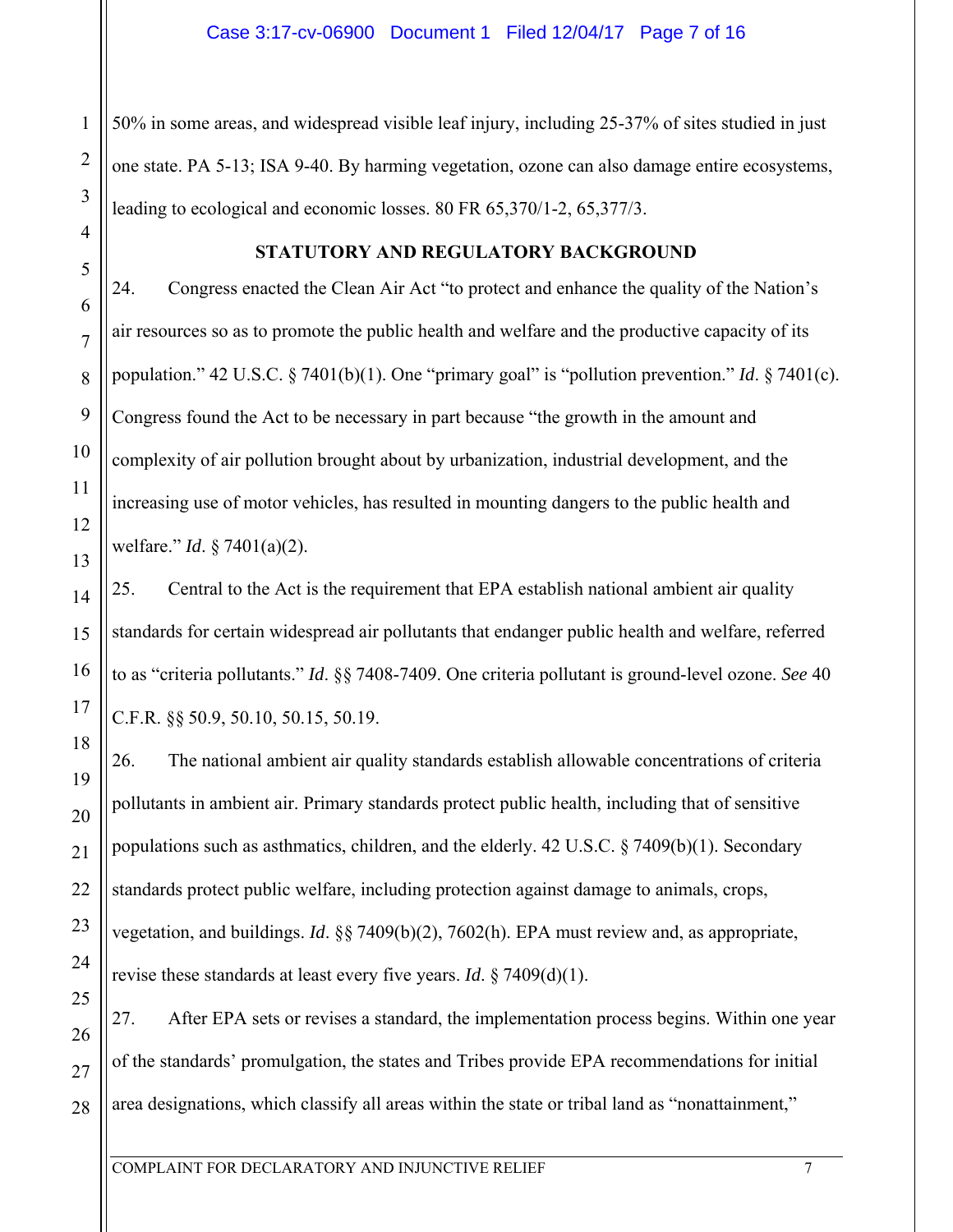50% in some areas, and widespread visible leaf injury, including 25-37% of sites studied in just one state. PA 5-13; ISA 9-40. By harming vegetation, ozone can also damage entire ecosystems, leading to ecological and economic losses. 80 FR 65,370/1-2, 65,377/3.

## STATUTORY AND REGULATORY BACKGROUND

24. Congress enacted the Clean Air Act "to protect and enhance the quality of the Nation's air resources so as to promote the public health and welfare and the productive capacity of its population." 42 U.S.C. § 7401(b)(1). One "primary goal" is "pollution prevention." *Id*. § 7401(c). Congress found the Act to be necessary in part because "the growth in the amount and complexity of air pollution brought about by urbanization, industrial development, and the increasing use of motor vehicles, has resulted in mounting dangers to the public health and welfare." *Id*. § 7401(a)(2).

25. Central to the Act is the requirement that EPA establish national ambient air quality standards for certain widespread air pollutants that endanger public health and welfare, referred to as "criteria pollutants." *Id*. §§ 7408-7409. One criteria pollutant is ground-level ozone. *See* 40 C.F.R. §§ 50.9, 50.10, 50.15, 50.19.

26. The national ambient air quality standards establish allowable concentrations of criteria pollutants in ambient air. Primary standards protect public health, including that of sensitive populations such as asthmatics, children, and the elderly. 42 U.S.C. § 7409(b)(1). Secondary standards protect public welfare, including protection against damage to animals, crops, vegetation, and buildings. *Id*. §§ 7409(b)(2), 7602(h). EPA must review and, as appropriate, revise these standards at least every five years. *Id*. § 7409(d)(1).

27. After EPA sets or revises a standard, the implementation process begins. Within one year of the standards' promulgation, the states and Tribes provide EPA recommendations for initial area designations, which classify all areas within the state or tribal land as "nonattainment,"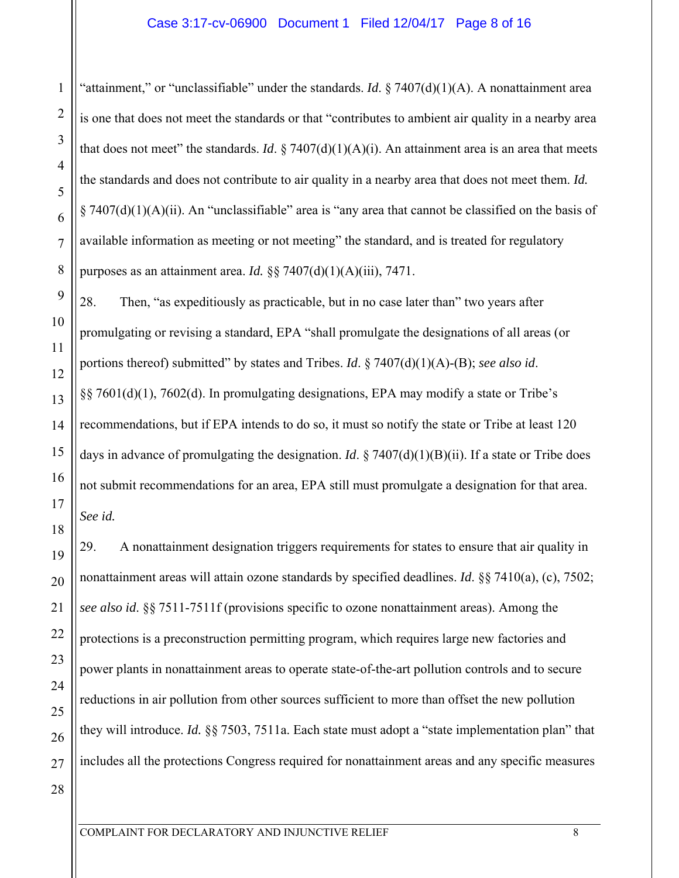"attainment," or "unclassifiable" under the standards. *Id*. § 7407(d)(1)(A). A nonattainment area is one that does not meet the standards or that "contributes to ambient air quality in a nearby area that does not meet" the standards. *Id*. § 7407(d)(1)(A)(i). An attainment area is an area that meets the standards and does not contribute to air quality in a nearby area that does not meet them. *Id.* § 7407(d)(1)(A)(ii). An "unclassifiable" area is "any area that cannot be classified on the basis of available information as meeting or not meeting" the standard, and is treated for regulatory purposes as an attainment area. *Id.* §§ 7407(d)(1)(A)(iii), 7471.

28. Then, "as expeditiously as practicable, but in no case later than" two years after promulgating or revising a standard, EPA "shall promulgate the designations of all areas (or portions thereof) submitted" by states and Tribes. *Id*. § 7407(d)(1)(A)-(B); *see also id*. §§ 7601(d)(1), 7602(d). In promulgating designations, EPA may modify a state or Tribe's recommendations, but if EPA intends to do so, it must so notify the state or Tribe at least 120 days in advance of promulgating the designation. *Id*. § 7407(d)(1)(B)(ii). If a state or Tribe does not submit recommendations for an area, EPA still must promulgate a designation for that area. *See id.*

29. A nonattainment designation triggers requirements for states to ensure that air quality in nonattainment areas will attain ozone standards by specified deadlines. *Id*. §§ 7410(a), (c), 7502; *see also id*. §§ 7511-7511f (provisions specific to ozone nonattainment areas). Among the protections is a preconstruction permitting program, which requires large new factories and power plants in nonattainment areas to operate state-of-the-art pollution controls and to secure reductions in air pollution from other sources sufficient to more than offset the new pollution they will introduce. *Id.* §§ 7503, 7511a. Each state must adopt a "state implementation plan" that includes all the protections Congress required for nonattainment areas and any specific measures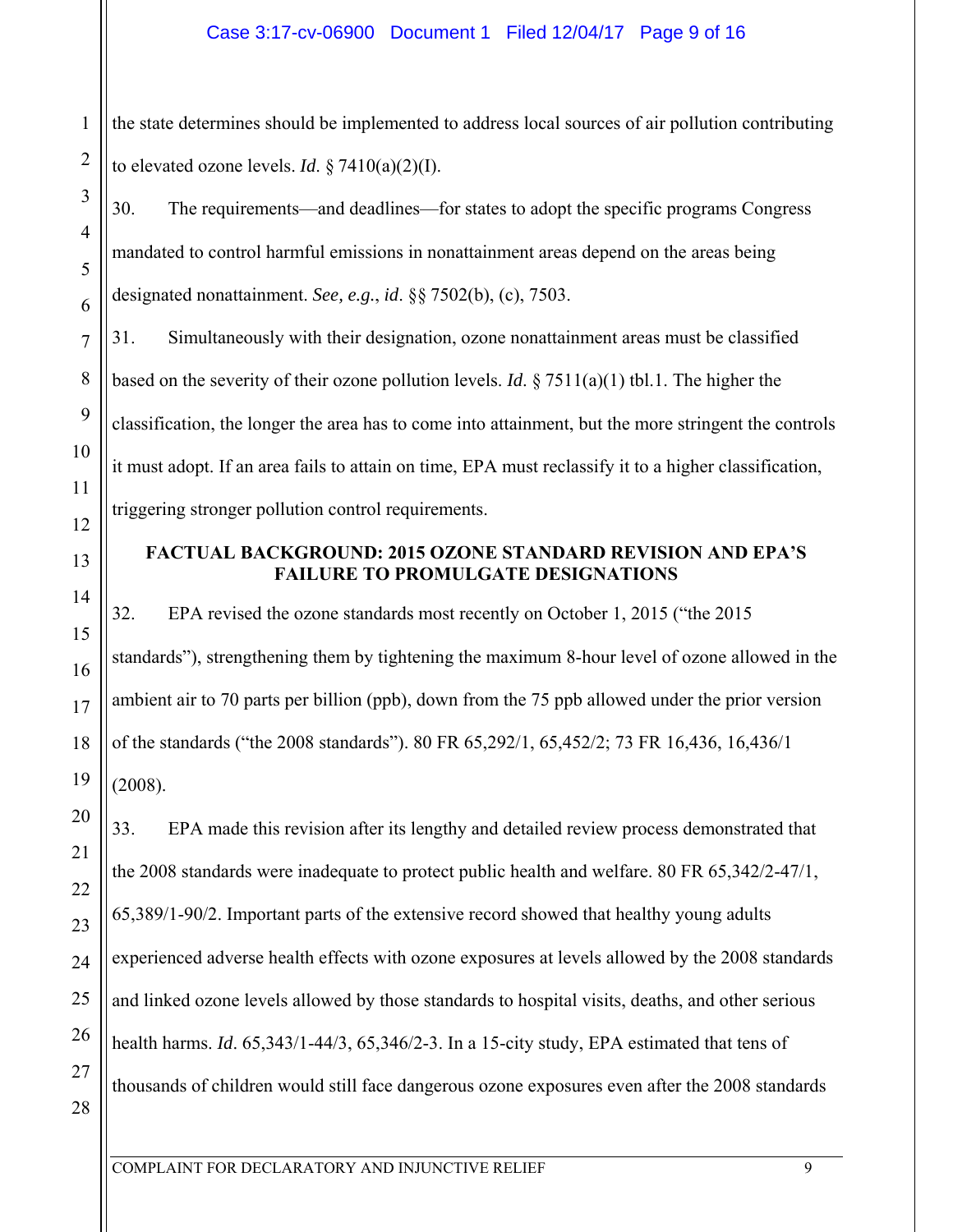the state determines should be implemented to address local sources of air pollution contributing to elevated ozone levels. *Id*. § 7410(a)(2)(I).

30. The requirements—and deadlines—for states to adopt the specific programs Congress mandated to control harmful emissions in nonattainment areas depend on the areas being designated nonattainment. *See, e.g.*, *id*. §§ 7502(b), (c), 7503.

31. Simultaneously with their designation, ozone nonattainment areas must be classified based on the severity of their ozone pollution levels. *Id*. § 7511(a)(1) tbl.1. The higher the classification, the longer the area has to come into attainment, but the more stringent the controls it must adopt. If an area fails to attain on time, EPA must reclassify it to a higher classification, triggering stronger pollution control requirements.

**FACTUAL BACKGROUND: 2015 OZONE STANDARD REVISION AND EPA'S FAILURE TO PROMULGATE DESIGNATIONS**

32. EPA revised the ozone standards most recently on October 1, 2015 ("the 2015 standards"), strengthening them by tightening the maximum 8-hour level of ozone allowed in the ambient air to 70 parts per billion (ppb), down from the 75 ppb allowed under the prior version of the standards ("the 2008 standards"). 80 FR 65,292/1, 65,452/2; 73 FR 16,436, 16,436/1 (2008).

33. EPA made this revision after its lengthy and detailed review process demonstrated that the 2008 standards were inadequate to protect public health and welfare. 80 FR 65,342/2-47/1, 65,389/1-90/2. Important parts of the extensive record showed that healthy young adults experienced adverse health effects with ozone exposures at levels allowed by the 2008 standards and linked ozone levels allowed by those standards to hospital visits, deaths, and other serious health harms. *Id*. 65,343/1-44/3, 65,346/2-3. In a 15-city study, EPA estimated that tens of thousands of children would still face dangerous ozone exposures even after the 2008 standards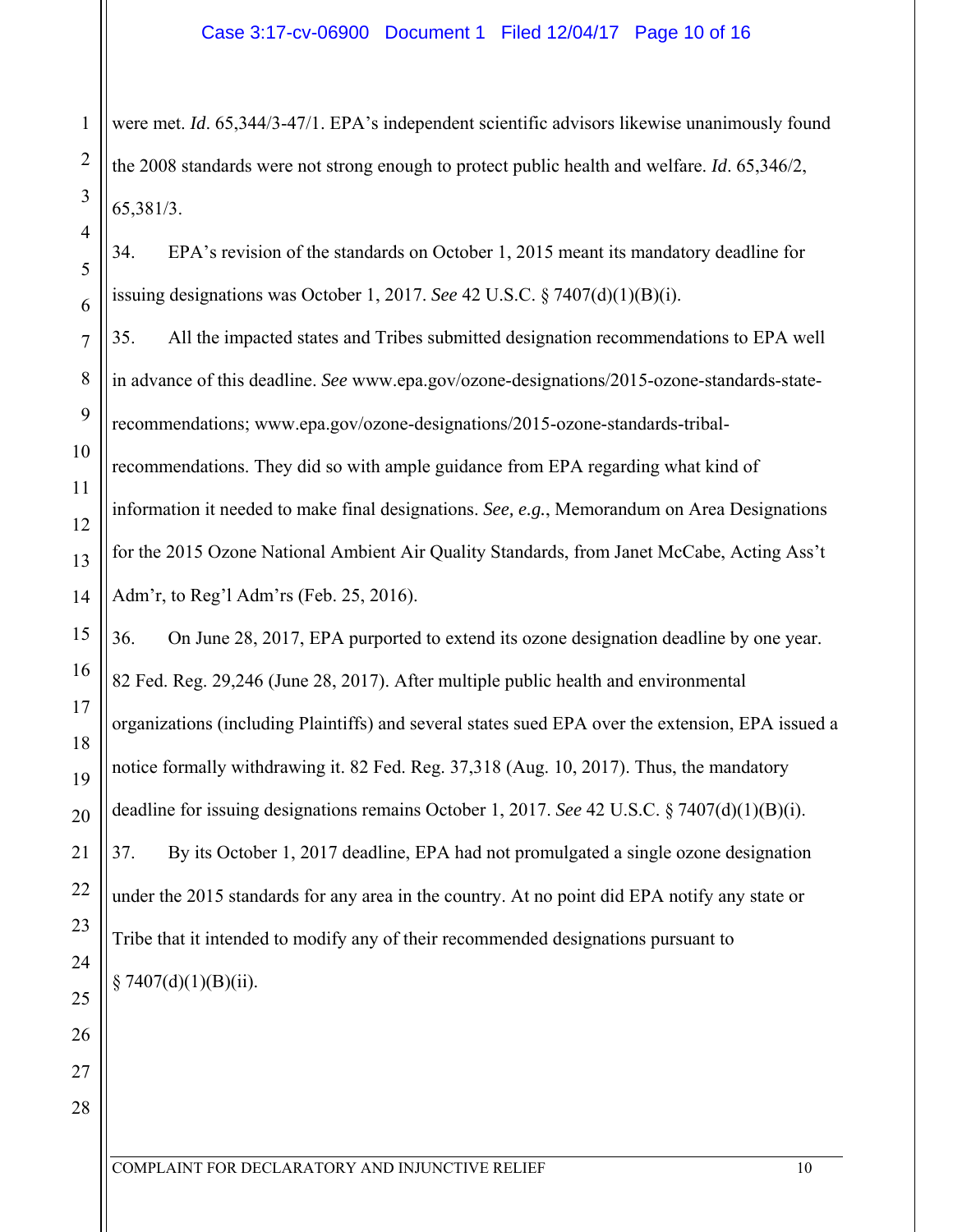were met. *Id*. 65,344/3-47/1. EPA's independent scientific advisors likewise unanimously found the 2008 standards were not strong enough to protect public health and welfare. *Id*. 65,346/2, 65,381/3.

34. EPA's revision of the standards on October 1, 2015 meant its mandatory deadline for issuing designations was October 1, 2017. *See* 42 U.S.C. § 7407(d)(1)(B)(i).

35. All the impacted states and Tribes submitted designation recommendations to EPA well in advance of this deadline. *See* www.epa.gov/ozone-designations/2015-ozone-standards-state-recommendations; www.epa.gov/ozone-designations/2015-ozone-standards-tribal-recommendations. They did so with ample guidance from EPA regarding what kind of information it needed to make final designations. *See, e.g.*, Memorandum on Area Designations for the 2015 Ozone National Ambient Air Quality Standards, from Janet McCabe, Acting Ass't Adm'r, to Reg'l Adm'rs (Feb. 25, 2016).

36. On June 28, 2017, EPA purported to extend its ozone designation deadline by one year. 82 Fed. Reg. 29,246 (June 28, 2017). After multiple public health and environmental organizations (including Plaintiffs) and several states sued EPA over the extension, EPA issued a notice formally withdrawing it. 82 Fed. Reg. 37,318 (Aug. 10, 2017). Thus, the mandatory deadline for issuing designations remains October 1, 2017. *See* 42 U.S.C. § 7407(d)(1)(B)(i).

37. By its October 1, 2017 deadline, EPA had not promulgated a single ozone designation under the 2015 standards for any area in the country. At no point did EPA notify any state or Tribe that it intended to modify any of their recommended designations pursuant to § 7407(d)(1)(B)(ii).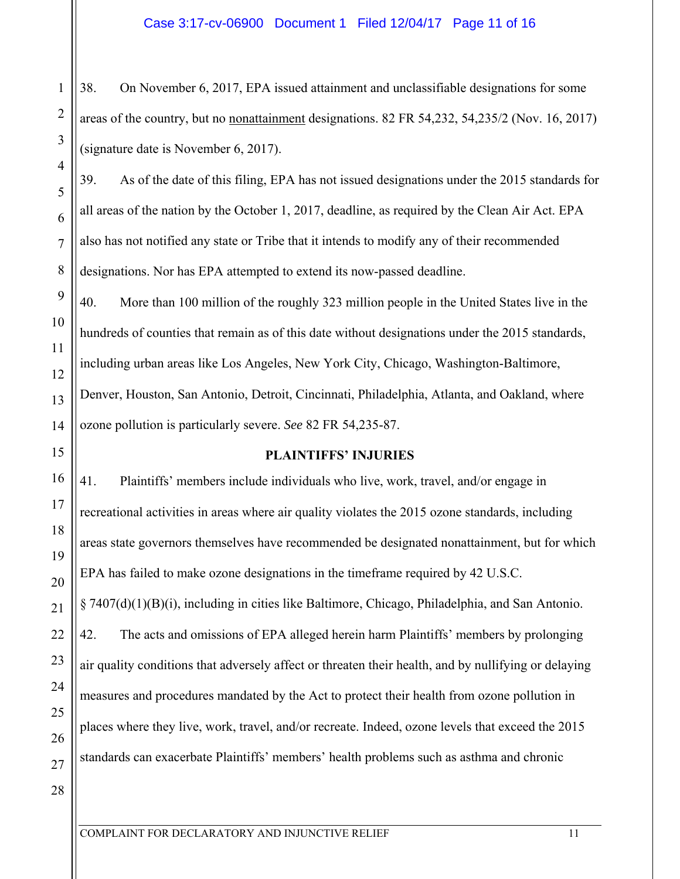38. On November 6, 2017, EPA issued attainment and unclassifiable designations for some areas of the country, but no <u>nonattainment</u> designations. 82 FR 54,232, 54,235/2 (Nov. 16, 2017) (signature date is November 6, 2017).

39. As of the date of this filing, EPA has not issued designations under the 2015 standards for all areas of the nation by the October 1, 2017, deadline, as required by the Clean Air Act. EPA also has not notified any state or Tribe that it intends to modify any of their recommended designations. Nor has EPA attempted to extend its now-passed deadline.

40. More than 100 million of the roughly 323 million people in the United States live in the hundreds of counties that remain as of this date without designations under the 2015 standards, including urban areas like Los Angeles, New York City, Chicago, Washington-Baltimore, Denver, Houston, San Antonio, Detroit, Cincinnati, Philadelphia, Atlanta, and Oakland, where ozone pollution is particularly severe. *See* 82 FR 54,235-87.

**PLAINTIFFS' INJURIES**

41. Plaintiffs' members include individuals who live, work, travel, and/or engage in recreational activities in areas where air quality violates the 2015 ozone standards, including areas state governors themselves have recommended be designated nonattainment, but for which EPA has failed to make ozone designations in the timeframe required by 42 U.S.C. § 7407(d)(1)(B)(i), including in cities like Baltimore, Chicago, Philadelphia, and San Antonio.

42. The acts and omissions of EPA alleged herein harm Plaintiffs' members by prolonging air quality conditions that adversely affect or threaten their health, and by nullifying or delaying measures and procedures mandated by the Act to protect their health from ozone pollution in places where they live, work, travel, and/or recreate. Indeed, ozone levels that exceed the 2015 standards can exacerbate Plaintiffs' members' health problems such as asthma and chronic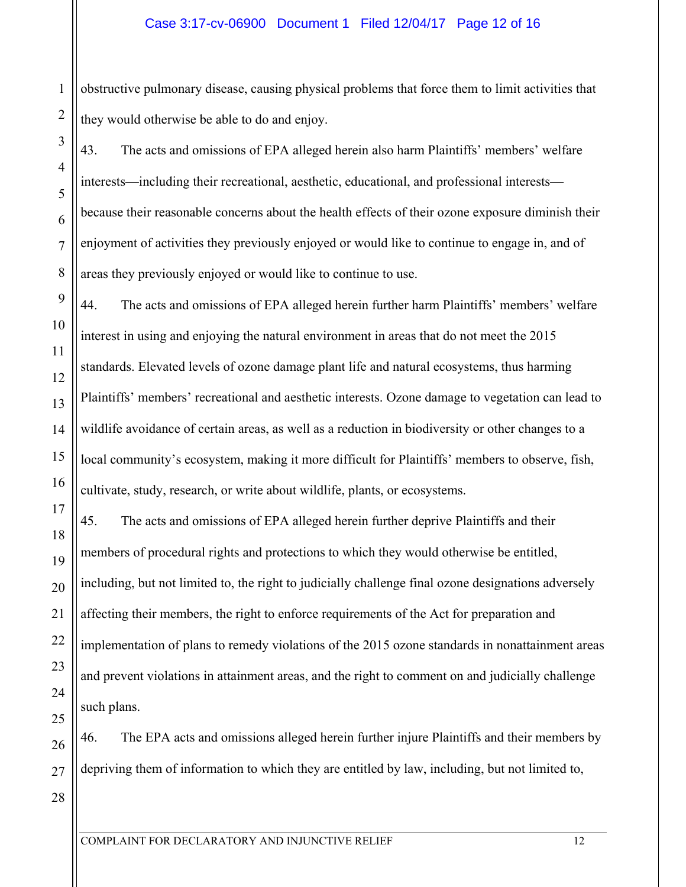obstructive pulmonary disease, causing physical problems that force them to limit activities that they would otherwise be able to do and enjoy.

43. The acts and omissions of EPA alleged herein also harm Plaintiffs' members' welfare interests—including their recreational, aesthetic, educational, and professional interests—because their reasonable concerns about the health effects of their ozone exposure diminish their enjoyment of activities they previously enjoyed or would like to continue to engage in, and of areas they previously enjoyed or would like to continue to use.

44. The acts and omissions of EPA alleged herein further harm Plaintiffs' members' welfare interest in using and enjoying the natural environment in areas that do not meet the 2015 standards. Elevated levels of ozone damage plant life and natural ecosystems, thus harming Plaintiffs' members' recreational and aesthetic interests. Ozone damage to vegetation can lead to wildlife avoidance of certain areas, as well as a reduction in biodiversity or other changes to a local community's ecosystem, making it more difficult for Plaintiffs' members to observe, fish, cultivate, study, research, or write about wildlife, plants, or ecosystems.

45. The acts and omissions of EPA alleged herein further deprive Plaintiffs and their members of procedural rights and protections to which they would otherwise be entitled, including, but not limited to, the right to judicially challenge final ozone designations adversely affecting their members, the right to enforce requirements of the Act for preparation and implementation of plans to remedy violations of the 2015 ozone standards in nonattainment areas and prevent violations in attainment areas, and the right to comment on and judicially challenge such plans.

46. The EPA acts and omissions alleged herein further injure Plaintiffs and their members by depriving them of information to which they are entitled by law, including, but not limited to,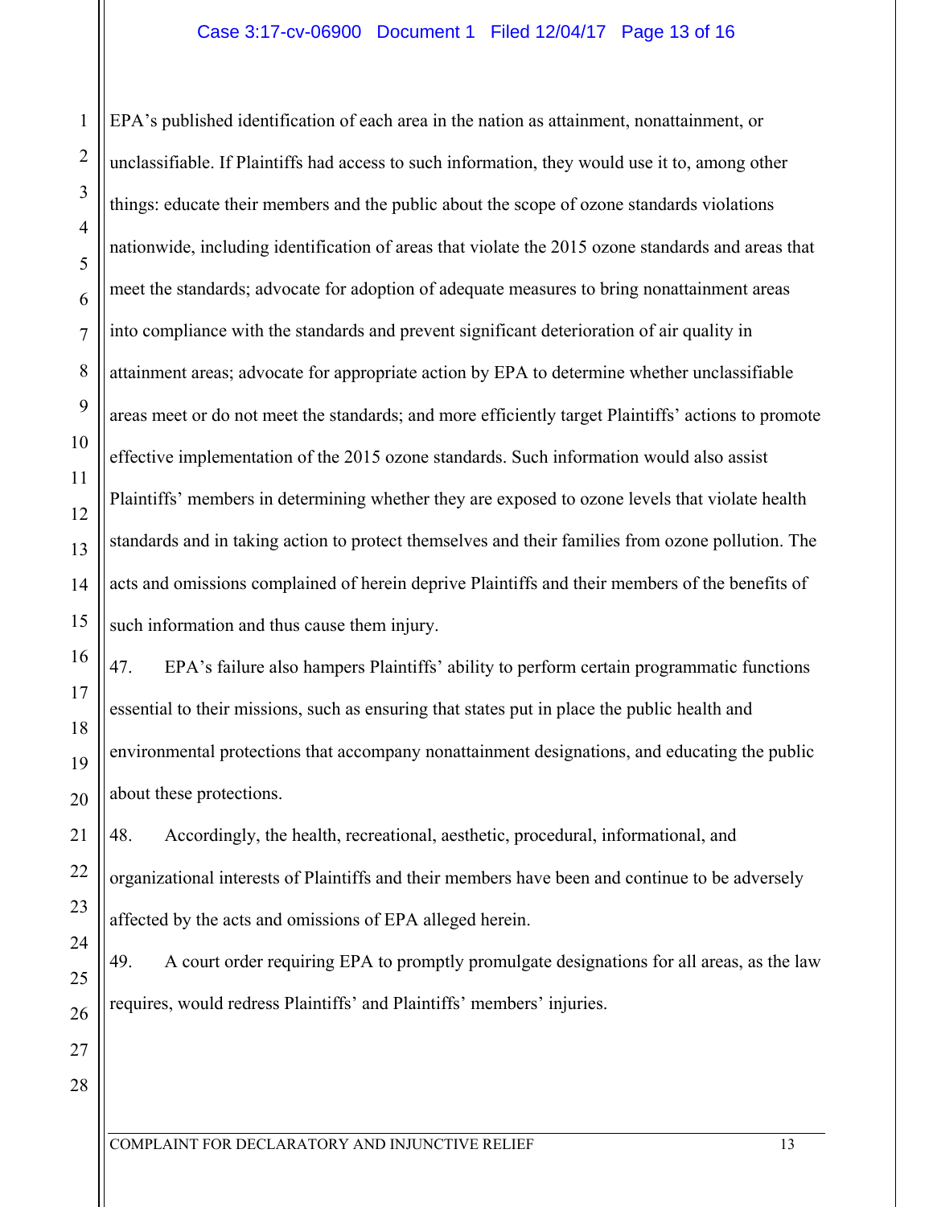EPA's published identification of each area in the nation as attainment, nonattainment, or unclassifiable. If Plaintiffs had access to such information, they would use it to, among other things: educate their members and the public about the scope of ozone standards violations nationwide, including identification of areas that violate the 2015 ozone standards and areas that meet the standards; advocate for adoption of adequate measures to bring nonattainment areas into compliance with the standards and prevent significant deterioration of air quality in attainment areas; advocate for appropriate action by EPA to determine whether unclassifiable areas meet or do not meet the standards; and more efficiently target Plaintiffs' actions to promote effective implementation of the 2015 ozone standards. Such information would also assist Plaintiffs' members in determining whether they are exposed to ozone levels that violate health standards and in taking action to protect themselves and their families from ozone pollution. The acts and omissions complained of herein deprive Plaintiffs and their members of the benefits of such information and thus cause them injury.

47. EPA's failure also hampers Plaintiffs' ability to perform certain programmatic functions essential to their missions, such as ensuring that states put in place the public health and environmental protections that accompany nonattainment designations, and educating the public about these protections.

48. Accordingly, the health, recreational, aesthetic, procedural, informational, and organizational interests of Plaintiffs and their members have been and continue to be adversely affected by the acts and omissions of EPA alleged herein.

49. A court order requiring EPA to promptly promulgate designations for all areas, as the law requires, would redress Plaintiffs' and Plaintiffs' members' injuries.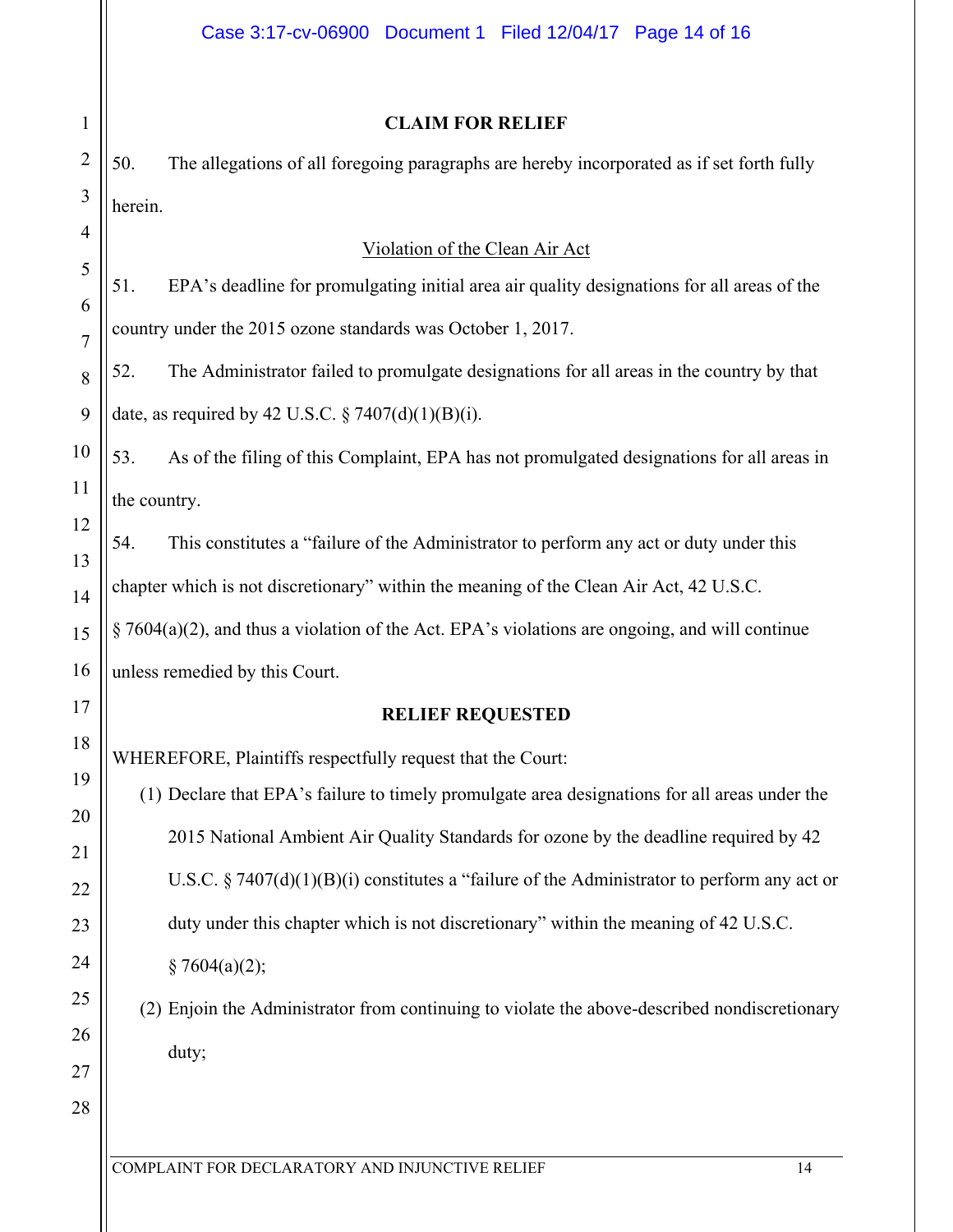**CLAIM FOR RELIEF**

50. The allegations of all foregoing paragraphs are hereby incorporated as if set forth fully herein.

Violation of the Clean Air Act

51. EPA's deadline for promulgating initial area air quality designations for all areas of the country under the 2015 ozone standards was October 1, 2017.

52. The Administrator failed to promulgate designations for all areas in the country by that date, as required by 42 U.S.C. § 7407(d)(1)(B)(i).

53. As of the filing of this Complaint, EPA has not promulgated designations for all areas in the country.

54. This constitutes a "failure of the Administrator to perform any act or duty under this chapter which is not discretionary" within the meaning of the Clean Air Act, 42 U.S.C. § 7604(a)(2), and thus a violation of the Act. EPA's violations are ongoing, and will continue unless remedied by this Court.

**RELIEF REQUESTED**

WHEREFORE, Plaintiffs respectfully request that the Court:

(1) Declare that EPA's failure to timely promulgate area designations for all areas under the 2015 National Ambient Air Quality Standards for ozone by the deadline required by 42 U.S.C. § 7407(d)(1)(B)(i) constitutes a "failure of the Administrator to perform any act or duty under this chapter which is not discretionary" within the meaning of 42 U.S.C. § 7604(a)(2);

(2) Enjoin the Administrator from continuing to violate the above-described nondiscretionary duty;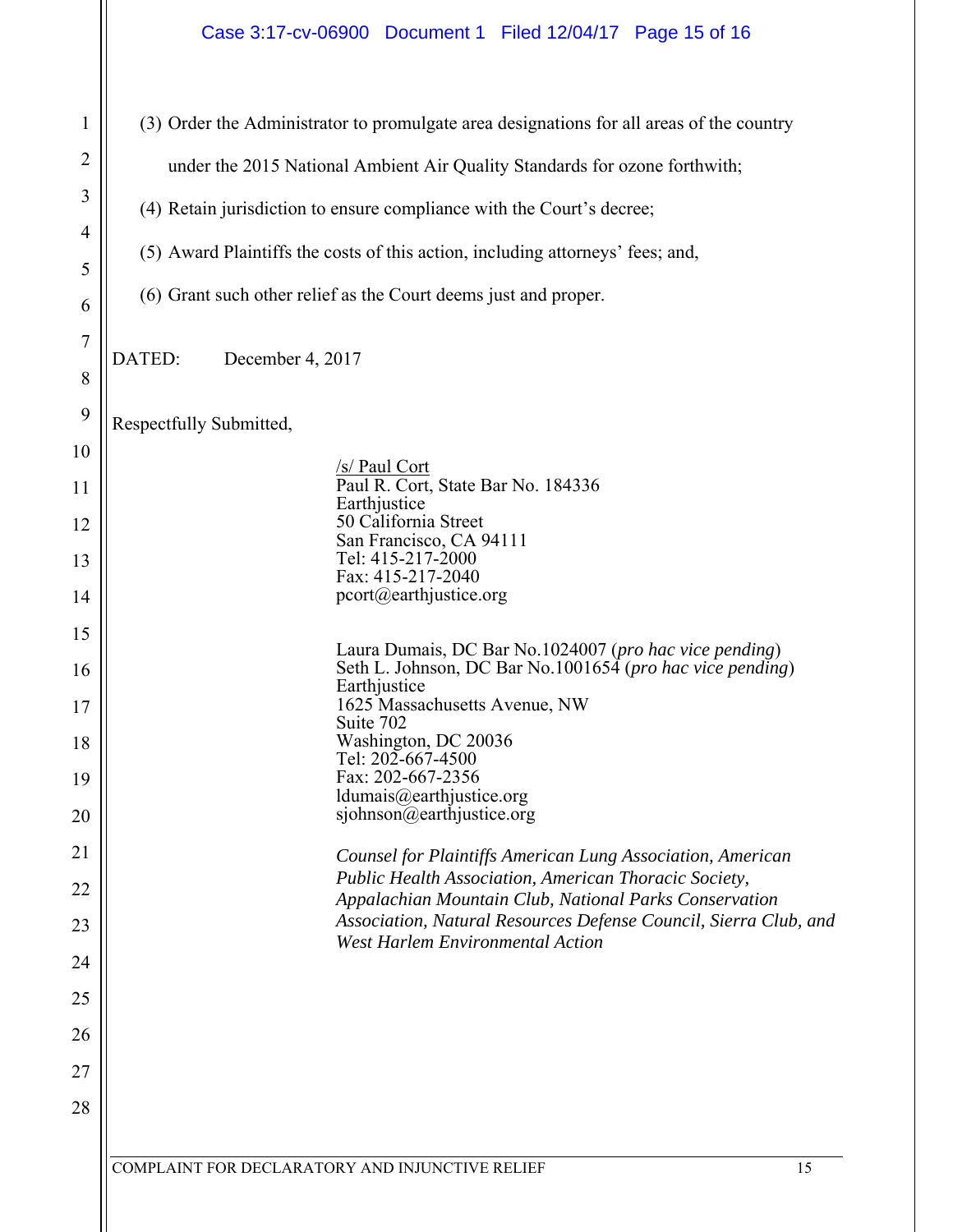(3) Order the Administrator to promulgate area designations for all areas of the country under the 2015 National Ambient Air Quality Standards for ozone forthwith;

(4) Retain jurisdiction to ensure compliance with the Court's decree;

(5) Award Plaintiffs the costs of this action, including attorneys' fees; and,

(6) Grant such other relief as the Court deems just and proper.

DATED: December 4, 2017

Respectfully Submitted,

/s/ Paul Cort
Paul R. Cort, State Bar No. 184336
Earthjustice
50 California Street
San Francisco, CA 94111
Tel: 415-217-2000
Fax: 415-217-2040
pcort@earthjustice.org

Laura Dumais, DC Bar No.1024007 (*pro hac vice pending*)
Seth L. Johnson, DC Bar No.1001654 (*pro hac vice pending*)
Earthjustice
1625 Massachusetts Avenue, NW
Suite 702
Washington, DC 20036
Tel: 202-667-4500
Fax: 202-667-2356
ldumais@earthjustice.org
sjohnson@earthjustice.org

*Counsel for Plaintiffs American Lung Association, American Public Health Association, American Thoracic Society, Appalachian Mountain Club, National Parks Conservation Association, Natural Resources Defense Council, Sierra Club, and West Harlem Environmental Action*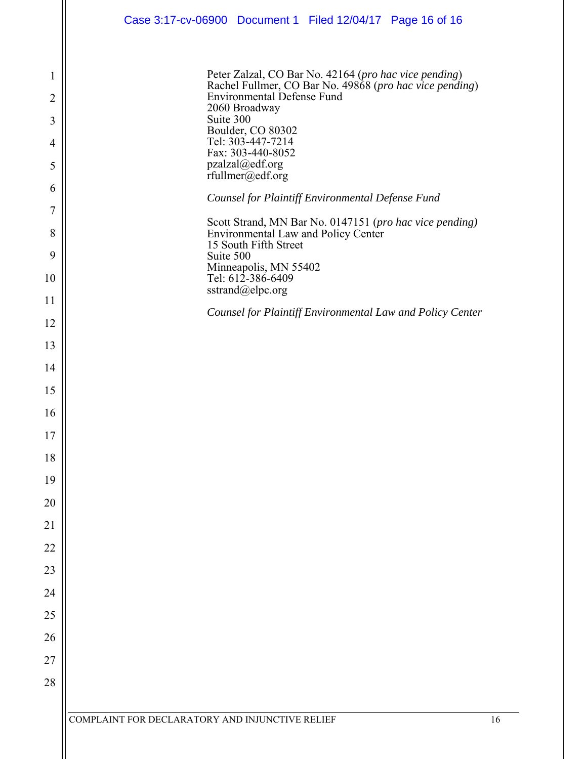Peter Zalzal, CO Bar No. 42164 (*pro hac vice pending*)
Rachel Fullmer, CO Bar No. 49868 (*pro hac vice pending*)
Environmental Defense Fund
2060 Broadway
Suite 300
Boulder, CO 80302
Tel: 303-447-7214
Fax: 303-440-8052
pzalzal@edf.org
rfullmer@edf.org

*Counsel for Plaintiff Environmental Defense Fund*

Scott Strand, MN Bar No. 0147151 (*pro hac vice pending)*
Environmental Law and Policy Center
15 South Fifth Street
Suite 500
Minneapolis, MN 55402
Tel: 612-386-6409
sstrand@elpc.org

*Counsel for Plaintiff Environmental Law and Policy Center*